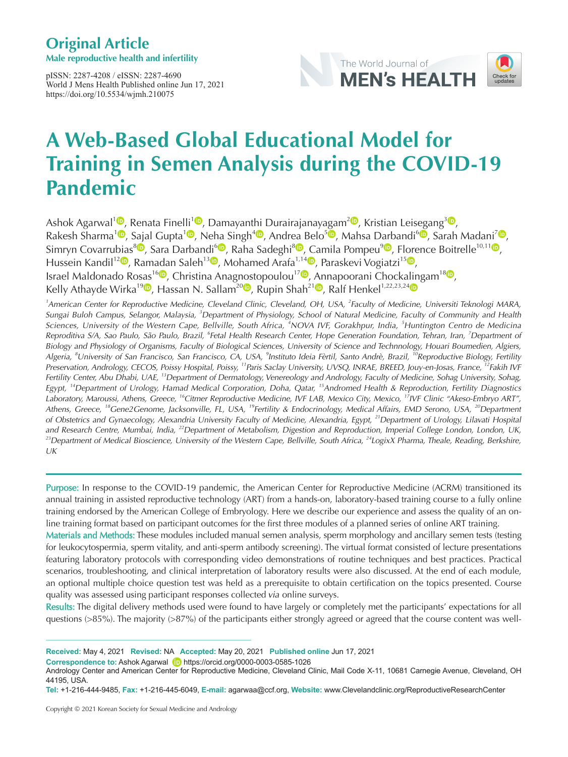**Original Article**
**Male reproductive health and infertility**

pISSN: 2287-4208 / eISSN: 2287-4690
World J Mens Health Published online Jun 17, 2021
https://doi.org/10.5534/wjmh.210075

# A Web-Based Global Educational Model for Training in Semen Analysis during the COVID-19 Pandemic

Ashok Agarwal[1], Renata Finelli[1], Damayanthi Durairajanayagam[2], Kristian Leisegang[3], Rakesh Sharma[1], Sajal Gupta[1], Neha Singh[4], Andrea Belo[5], Mahsa Darbandi[6], Sarah Madani[7], Simryn Covarrubias[8], Sara Darbandi[6], Raha Sadeghi[8], Camila Pompeu[9], Florence Boitrelle[10,11], Hussein Kandil[12], Ramadan Saleh[13], Mohamed Arafa[1,14], Paraskevi Vogiatzi[15], Israel Maldonado Rosas[16], Christina Anagnostopoulou[17], Annapoorani Chockalingam[18], Kelly Athayde Wirka[19], Hassan N. Sallam[20], Rupin Shah[21], Ralf Henkel[1,22,23,24]

*[1]American Center for Reproductive Medicine, Cleveland Clinic, Cleveland, OH, USA, [2]Faculty of Medicine, Universiti Teknologi MARA, Sungai Buloh Campus, Selangor, Malaysia, [3]Department of Physiology, School of Natural Medicine, Faculty of Community and Health Sciences, University of the Western Cape, Bellville, South Africa, [4]NOVA IVF, Gorakhpur, India, [5]Huntington Centro de Medicina Reproditiva S/A, Sao Paulo, São Paulo, Brazil, [6]Fetal Health Research Center, Hope Generation Foundation, Tehran, Iran, [7]Department of Biology and Physiology of Organisms, Faculty of Biological Sciences, University of Science and Technnology, Houari Boumedien, Algiers, Algeria, [8]University of San Francisco, San Francisco, CA, USA, [9]Instituto Ideia Fèrtil, Santo Andrè, Brazil, [10]Reproductive Biology, Fertility Preservation, Andrology, CECOS, Poissy Hospital, Poissy, [11]Paris Saclay University, UVSQ, INRAE, BREED, Jouy-en-Josas, France, [12]Fakih IVF Fertility Center, Abu Dhabi, UAE, [13]Department of Dermatology, Venereology and Andrology, Faculty of Medicine, Sohag University, Sohag, Egypt, [14]Department of Urology, Hamad Medical Corporation, Doha, Qatar, [15]Andromed Health & Reproduction, Fertility Diagnostics Laboratory, Maroussi, Athens, Greece, [16]Citmer Reproductive Medicine, IVF LAB, Mexico City, Mexico, [17]IVF Clinic "Akeso-Embryo ART", Athens, Greece, [18]Gene2Genome, Jacksonville, FL, USA, [19]Fertility & Endocrinology, Medical Affairs, EMD Serono, USA, [20]Department of Obstetrics and Gynaecology, Alexandria University Faculty of Medicine, Alexandria, Egypt, [21]Department of Urology, Lilavati Hospital and Research Centre, Mumbai, India, [22]Department of Metabolism, Digestion and Reproduction, Imperial College London, London, UK, [23]Department of Medical Bioscience, University of the Western Cape, Bellville, South Africa, [24]LogixX Pharma, Theale, Reading, Berkshire, UK*

**Purpose:** In response to the COVID-19 pandemic, the American Center for Reproductive Medicine (ACRM) transitioned its annual training in assisted reproductive technology (ART) from a hands-on, laboratory-based training course to a fully online training endorsed by the American College of Embryology. Here we describe our experience and assess the quality of an online training format based on participant outcomes for the first three modules of a planned series of online ART training.

**Materials and Methods:** These modules included manual semen analysis, sperm morphology and ancillary semen tests (testing for leukocytospermia, sperm vitality, and anti-sperm antibody screening). The virtual format consisted of lecture presentations featuring laboratory protocols with corresponding video demonstrations of routine techniques and best practices. Practical scenarios, troubleshooting, and clinical interpretation of laboratory results were also discussed. At the end of each module, an optional multiple choice question test was held as a prerequisite to obtain certification on the topics presented. Course quality was assessed using participant responses collected *via* online surveys.

**Results:** The digital delivery methods used were found to have largely or completely met the participants' expectations for all questions (>85%). The majority (>87%) of the participants either strongly agreed or agreed that the course content was well-

**Received:** May 4, 2021 **Revised:** NA **Accepted:** May 20, 2021 **Published online** Jun 17, 2021
**Correspondence to:** Ashok Agarwal https://orcid.org/0000-0003-0585-1026
Andrology Center and American Center for Reproductive Medicine, Cleveland Clinic, Mail Code X-11, 10681 Carnegie Avenue, Cleveland, OH 44195, USA.
**Tel:** +1-216-444-9485, **Fax:** +1-216-445-6049, **E-mail:** agarwaa@ccf.org, **Website:** www.Clevelandclinic.org/ReproductiveResearchCenter

Copyright © 2021 Korean Society for Sexual Medicine and Andrology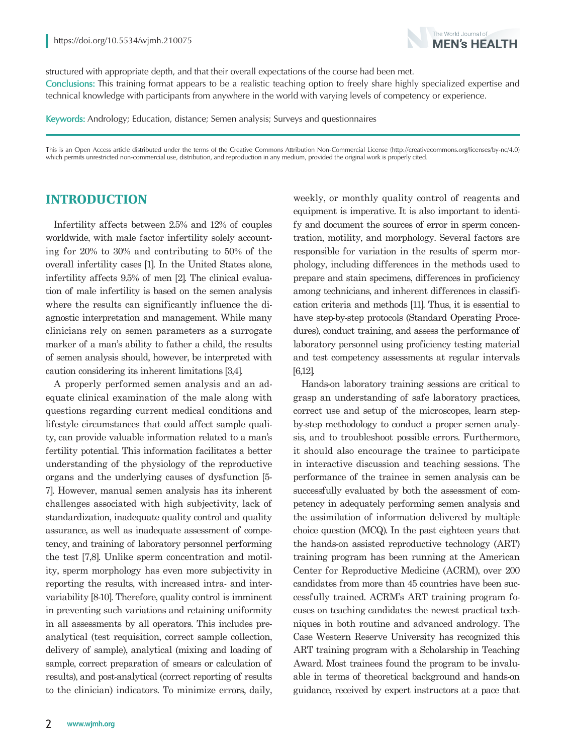structured with appropriate depth, and that their overall expectations of the course had been met.

**Conclusions:** This training format appears to be a realistic teaching option to freely share highly specialized expertise and technical knowledge with participants from anywhere in the world with varying levels of competency or experience.

**Keywords:** Andrology; Education, distance; Semen analysis; Surveys and questionnaires

This is an Open Access article distributed under the terms of the Creative Commons Attribution Non-Commercial License (http://creativecommons.org/licenses/by-nc/4.0) which permits unrestricted non-commercial use, distribution, and reproduction in any medium, provided the original work is properly cited.

## INTRODUCTION

Infertility affects between 2.5% and 12% of couples worldwide, with male factor infertility solely accounting for 20% to 30% and contributing to 50% of the overall infertility cases [1]. In the United States alone, infertility affects 9.5% of men [2]. The clinical evaluation of male infertility is based on the semen analysis where the results can significantly influence the diagnostic interpretation and management. While many clinicians rely on semen parameters as a surrogate marker of a man's ability to father a child, the results of semen analysis should, however, be interpreted with caution considering its inherent limitations [3,4].

A properly performed semen analysis and an adequate clinical examination of the male along with questions regarding current medical conditions and lifestyle circumstances that could affect sample quality, can provide valuable information related to a man's fertility potential. This information facilitates a better understanding of the physiology of the reproductive organs and the underlying causes of dysfunction [5-7]. However, manual semen analysis has its inherent challenges associated with high subjectivity, lack of standardization, inadequate quality control and quality assurance, as well as inadequate assessment of competency, and training of laboratory personnel performing the test [7,8]. Unlike sperm concentration and motility, sperm morphology has even more subjectivity in reporting the results, with increased intra- and intervariability [8-10]. Therefore, quality control is imminent in preventing such variations and retaining uniformity in all assessments by all operators. This includes preanalytical (test requisition, correct sample collection, delivery of sample), analytical (mixing and loading of sample, correct preparation of smears or calculation of results), and post-analytical (correct reporting of results to the clinician) indicators. To minimize errors, daily, weekly, or monthly quality control of reagents and equipment is imperative. It is also important to identify and document the sources of error in sperm concentration, motility, and morphology. Several factors are responsible for variation in the results of sperm morphology, including differences in the methods used to prepare and stain specimens, differences in proficiency among technicians, and inherent differences in classification criteria and methods [11]. Thus, it is essential to have step-by-step protocols (Standard Operating Procedures), conduct training, and assess the performance of laboratory personnel using proficiency testing material and test competency assessments at regular intervals [6,12].

Hands-on laboratory training sessions are critical to grasp an understanding of safe laboratory practices, correct use and setup of the microscopes, learn step-by-step methodology to conduct a proper semen analysis, and to troubleshoot possible errors. Furthermore, it should also encourage the trainee to participate in interactive discussion and teaching sessions. The performance of the trainee in semen analysis can be successfully evaluated by both the assessment of competency in adequately performing semen analysis and the assimilation of information delivered by multiple choice question (MCQ). In the past eighteen years that the hands-on assisted reproductive technology (ART) training program has been running at the American Center for Reproductive Medicine (ACRM), over 200 candidates from more than 45 countries have been successfully trained. ACRM's ART training program focuses on teaching candidates the newest practical techniques in both routine and advanced andrology. The Case Western Reserve University has recognized this ART training program with a Scholarship in Teaching Award. Most trainees found the program to be invaluable in terms of theoretical background and hands-on guidance, received by expert instructors at a pace that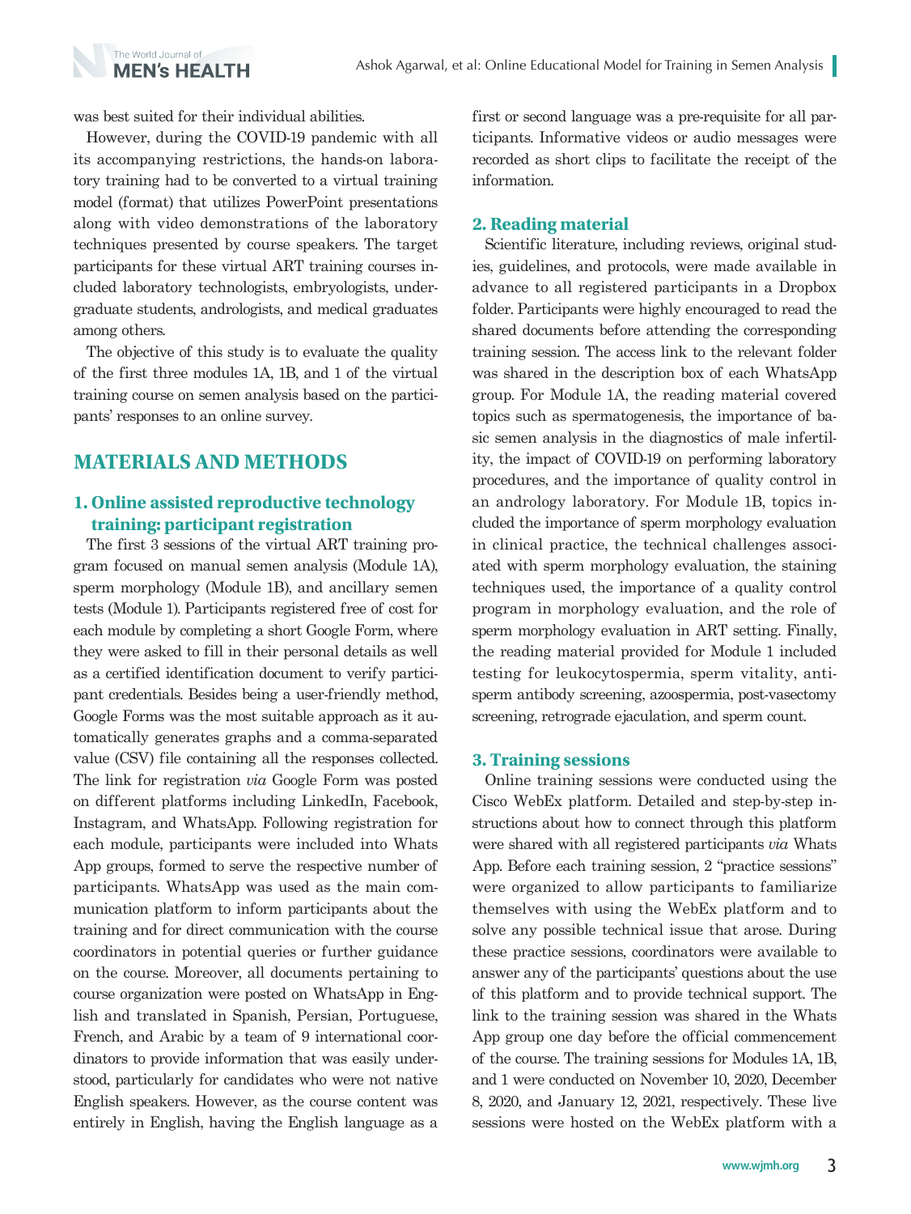was best suited for their individual abilities.

However, during the COVID-19 pandemic with all its accompanying restrictions, the hands-on laboratory training had to be converted to a virtual training model (format) that utilizes PowerPoint presentations along with video demonstrations of the laboratory techniques presented by course speakers. The target participants for these virtual ART training courses included laboratory technologists, embryologists, undergraduate students, andrologists, and medical graduates among others.

The objective of this study is to evaluate the quality of the first three modules 1A, 1B, and 1 of the virtual training course on semen analysis based on the participants' responses to an online survey.

## MATERIALS AND METHODS

### 1. Online assisted reproductive technology training: participant registration

The first 3 sessions of the virtual ART training program focused on manual semen analysis (Module 1A), sperm morphology (Module 1B), and ancillary semen tests (Module 1). Participants registered free of cost for each module by completing a short Google Form, where they were asked to fill in their personal details as well as a certified identification document to verify participant credentials. Besides being a user-friendly method, Google Forms was the most suitable approach as it automatically generates graphs and a comma-separated value (CSV) file containing all the responses collected. The link for registration *via* Google Form was posted on different platforms including LinkedIn, Facebook, Instagram, and WhatsApp. Following registration for each module, participants were included into Whats App groups, formed to serve the respective number of participants. WhatsApp was used as the main communication platform to inform participants about the training and for direct communication with the course coordinators in potential queries or further guidance on the course. Moreover, all documents pertaining to course organization were posted on WhatsApp in English and translated in Spanish, Persian, Portuguese, French, and Arabic by a team of 9 international coordinators to provide information that was easily understood, particularly for candidates who were not native English speakers. However, as the course content was entirely in English, having the English language as a first or second language was a pre-requisite for all participants. Informative videos or audio messages were recorded as short clips to facilitate the receipt of the information.

### 2. Reading material

Scientific literature, including reviews, original studies, guidelines, and protocols, were made available in advance to all registered participants in a Dropbox folder. Participants were highly encouraged to read the shared documents before attending the corresponding training session. The access link to the relevant folder was shared in the description box of each WhatsApp group. For Module 1A, the reading material covered topics such as spermatogenesis, the importance of basic semen analysis in the diagnostics of male infertility, the impact of COVID-19 on performing laboratory procedures, and the importance of quality control in an andrology laboratory. For Module 1B, topics included the importance of sperm morphology evaluation in clinical practice, the technical challenges associated with sperm morphology evaluation, the staining techniques used, the importance of a quality control program in morphology evaluation, and the role of sperm morphology evaluation in ART setting. Finally, the reading material provided for Module 1 included testing for leukocytospermia, sperm vitality, antisperm antibody screening, azoospermia, post-vasectomy screening, retrograde ejaculation, and sperm count.

### 3. Training sessions

Online training sessions were conducted using the Cisco WebEx platform. Detailed and step-by-step instructions about how to connect through this platform were shared with all registered participants *via* Whats App. Before each training session, 2 "practice sessions" were organized to allow participants to familiarize themselves with using the WebEx platform and to solve any possible technical issue that arose. During these practice sessions, coordinators were available to answer any of the participants' questions about the use of this platform and to provide technical support. The link to the training session was shared in the Whats App group one day before the official commencement of the course. The training sessions for Modules 1A, 1B, and 1 were conducted on November 10, 2020, December 8, 2020, and January 12, 2021, respectively. These live sessions were hosted on the WebEx platform with a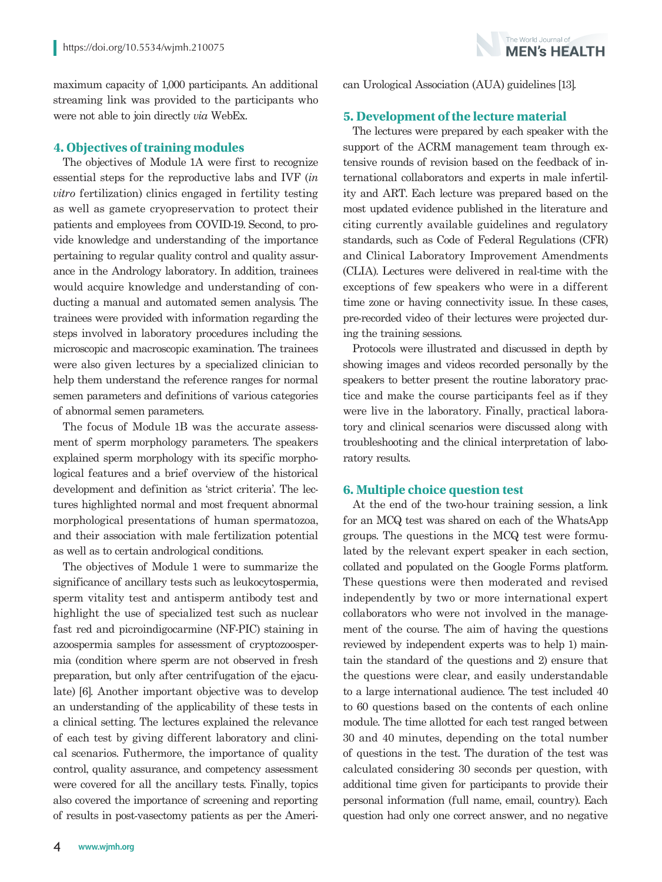maximum capacity of 1,000 participants. An additional streaming link was provided to the participants who were not able to join directly *via* WebEx.

## 4. Objectives of training modules

The objectives of Module 1A were first to recognize essential steps for the reproductive labs and IVF (*in vitro* fertilization) clinics engaged in fertility testing as well as gamete cryopreservation to protect their patients and employees from COVID-19. Second, to provide knowledge and understanding of the importance pertaining to regular quality control and quality assurance in the Andrology laboratory. In addition, trainees would acquire knowledge and understanding of conducting a manual and automated semen analysis. The trainees were provided with information regarding the steps involved in laboratory procedures including the microscopic and macroscopic examination. The trainees were also given lectures by a specialized clinician to help them understand the reference ranges for normal semen parameters and definitions of various categories of abnormal semen parameters.

The focus of Module 1B was the accurate assessment of sperm morphology parameters. The speakers explained sperm morphology with its specific morphological features and a brief overview of the historical development and definition as 'strict criteria'. The lectures highlighted normal and most frequent abnormal morphological presentations of human spermatozoa, and their association with male fertilization potential as well as to certain andrological conditions.

The objectives of Module 1 were to summarize the significance of ancillary tests such as leukocytospermia, sperm vitality test and antisperm antibody test and highlight the use of specialized test such as nuclear fast red and picroindigocarmine (NF-PIC) staining in azoospermia samples for assessment of cryptozoospermia (condition where sperm are not observed in fresh preparation, but only after centrifugation of the ejaculate) [6]. Another important objective was to develop an understanding of the applicability of these tests in a clinical setting. The lectures explained the relevance of each test by giving different laboratory and clinical scenarios. Futhermore, the importance of quality control, quality assurance, and competency assessment were covered for all the ancillary tests. Finally, topics also covered the importance of screening and reporting of results in post-vasectomy patients as per the American Urological Association (AUA) guidelines [13].

## 5. Development of the lecture material

The lectures were prepared by each speaker with the support of the ACRM management team through extensive rounds of revision based on the feedback of international collaborators and experts in male infertility and ART. Each lecture was prepared based on the most updated evidence published in the literature and citing currently available guidelines and regulatory standards, such as Code of Federal Regulations (CFR) and Clinical Laboratory Improvement Amendments (CLIA). Lectures were delivered in real-time with the exceptions of few speakers who were in a different time zone or having connectivity issue. In these cases, pre-recorded video of their lectures were projected during the training sessions.

Protocols were illustrated and discussed in depth by showing images and videos recorded personally by the speakers to better present the routine laboratory practice and make the course participants feel as if they were live in the laboratory. Finally, practical laboratory and clinical scenarios were discussed along with troubleshooting and the clinical interpretation of laboratory results.

## 6. Multiple choice question test

At the end of the two-hour training session, a link for an MCQ test was shared on each of the WhatsApp groups. The questions in the MCQ test were formulated by the relevant expert speaker in each section, collated and populated on the Google Forms platform. These questions were then moderated and revised independently by two or more international expert collaborators who were not involved in the management of the course. The aim of having the questions reviewed by independent experts was to help 1) maintain the standard of the questions and 2) ensure that the questions were clear, and easily understandable to a large international audience. The test included 40 to 60 questions based on the contents of each online module. The time allotted for each test ranged between 30 and 40 minutes, depending on the total number of questions in the test. The duration of the test was calculated considering 30 seconds per question, with additional time given for participants to provide their personal information (full name, email, country). Each question had only one correct answer, and no negative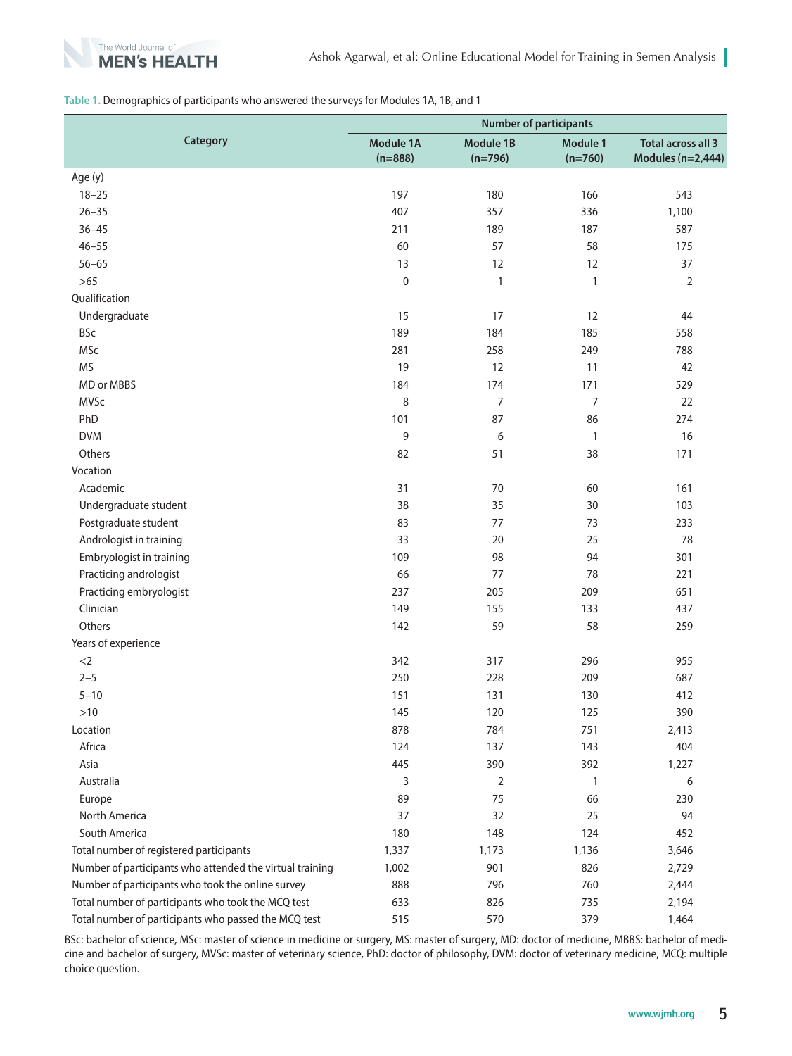Table 1. Demographics of participants who answered the surveys for Modules 1A, 1B, and 1

| Category | Number of participants | | | |
|---|---|---|---|---|
| | Module 1A (n=888) | Module 1B (n=796) | Module 1 (n=760) | Total across all 3 Modules (n=2,444) |
| Age (y) | | | | |
| 18–25 | 197 | 180 | 166 | 543 |
| 26–35 | 407 | 357 | 336 | 1,100 |
| 36–45 | 211 | 189 | 187 | 587 |
| 46–55 | 60 | 57 | 58 | 175 |
| 56–65 | 13 | 12 | 12 | 37 |
| >65 | 0 | 1 | 1 | 2 |
| Qualification | | | | |
| Undergraduate | 15 | 17 | 12 | 44 |
| BSc | 189 | 184 | 185 | 558 |
| MSc | 281 | 258 | 249 | 788 |
| MS | 19 | 12 | 11 | 42 |
| MD or MBBS | 184 | 174 | 171 | 529 |
| MVSc | 8 | 7 | 7 | 22 |
| PhD | 101 | 87 | 86 | 274 |
| DVM | 9 | 6 | 1 | 16 |
| Others | 82 | 51 | 38 | 171 |
| Vocation | | | | |
| Academic | 31 | 70 | 60 | 161 |
| Undergraduate student | 38 | 35 | 30 | 103 |
| Postgraduate student | 83 | 77 | 73 | 233 |
| Andrologist in training | 33 | 20 | 25 | 78 |
| Embryologist in training | 109 | 98 | 94 | 301 |
| Practicing andrologist | 66 | 77 | 78 | 221 |
| Practicing embryologist | 237 | 205 | 209 | 651 |
| Clinician | 149 | 155 | 133 | 437 |
| Others | 142 | 59 | 58 | 259 |
| Years of experience | | | | |
| <2 | 342 | 317 | 296 | 955 |
| 2–5 | 250 | 228 | 209 | 687 |
| 5–10 | 151 | 131 | 130 | 412 |
| >10 | 145 | 120 | 125 | 390 |
| Location | 878 | 784 | 751 | 2,413 |
| Africa | 124 | 137 | 143 | 404 |
| Asia | 445 | 390 | 392 | 1,227 |
| Australia | 3 | 2 | 1 | 6 |
| Europe | 89 | 75 | 66 | 230 |
| North America | 37 | 32 | 25 | 94 |
| South America | 180 | 148 | 124 | 452 |
| Total number of registered participants | 1,337 | 1,173 | 1,136 | 3,646 |
| Number of participants who attended the virtual training | 1,002 | 901 | 826 | 2,729 |
| Number of participants who took the online survey | 888 | 796 | 760 | 2,444 |
| Total number of participants who took the MCQ test | 633 | 826 | 735 | 2,194 |
| Total number of participants who passed the MCQ test | 515 | 570 | 379 | 1,464 |

BSc: bachelor of science, MSc: master of science in medicine or surgery, MS: master of surgery, MD: doctor of medicine, MBBS: bachelor of medicine and bachelor of surgery, MVSc: master of veterinary science, PhD: doctor of philosophy, DVM: doctor of veterinary medicine, MCQ: multiple choice question.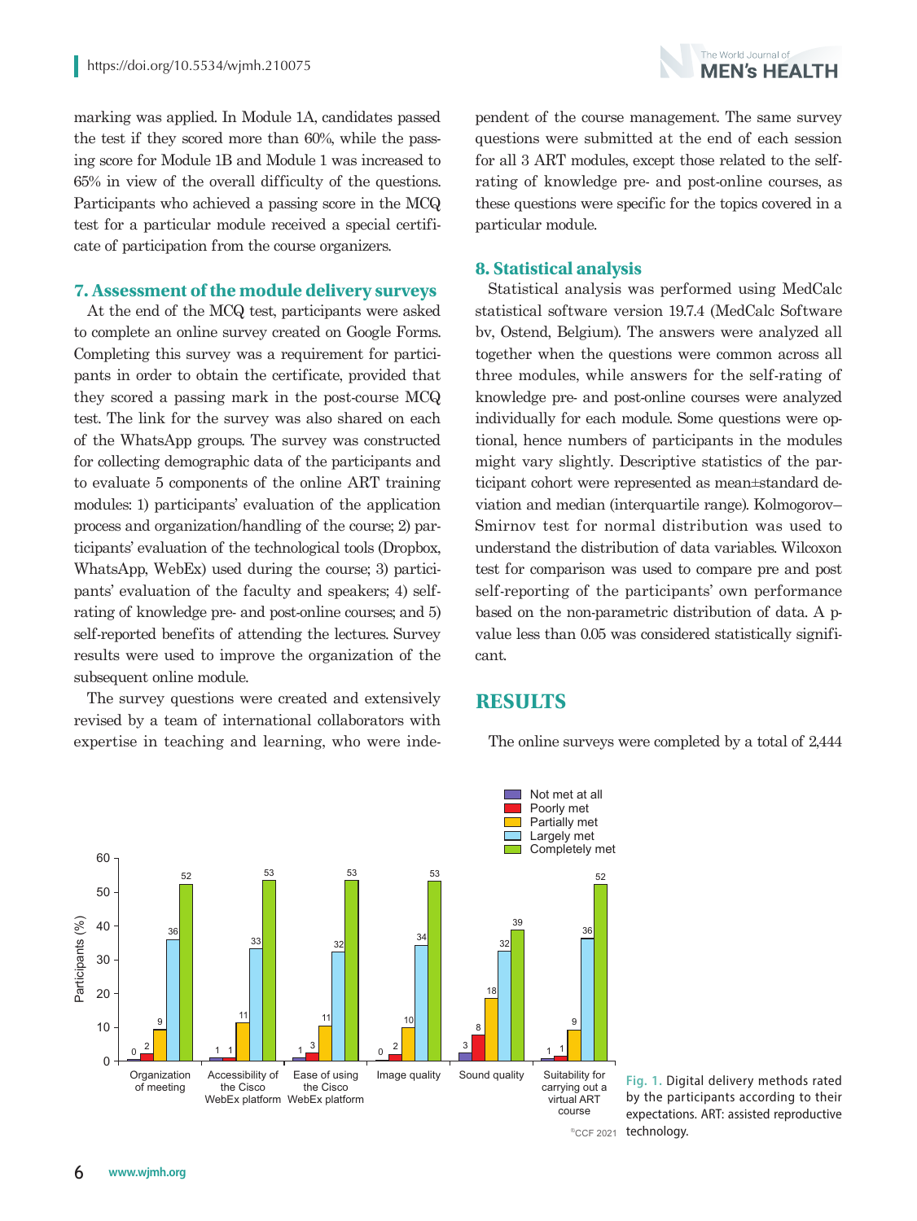marking was applied. In Module 1A, candidates passed the test if they scored more than 60%, while the passing score for Module 1B and Module 1 was increased to 65% in view of the overall difficulty of the questions. Participants who achieved a passing score in the MCQ test for a particular module received a special certificate of participation from the course organizers.

### 7. Assessment of the module delivery surveys

At the end of the MCQ test, participants were asked to complete an online survey created on Google Forms. Completing this survey was a requirement for participants in order to obtain the certificate, provided that they scored a passing mark in the post-course MCQ test. The link for the survey was also shared on each of the WhatsApp groups. The survey was constructed for collecting demographic data of the participants and to evaluate 5 components of the online ART training modules: 1) participants' evaluation of the application process and organization/handling of the course; 2) participants' evaluation of the technological tools (Dropbox, WhatsApp, WebEx) used during the course; 3) participants' evaluation of the faculty and speakers; 4) self-rating of knowledge pre- and post-online courses; and 5) self-reported benefits of attending the lectures. Survey results were used to improve the organization of the subsequent online module.

The survey questions were created and extensively revised by a team of international collaborators with expertise in teaching and learning, who were independent of the course management. The same survey questions were submitted at the end of each session for all 3 ART modules, except those related to the self-rating of knowledge pre- and post-online courses, as these questions were specific for the topics covered in a particular module.

### 8. Statistical analysis

Statistical analysis was performed using MedCalc statistical software version 19.7.4 (MedCalc Software bv, Ostend, Belgium). The answers were analyzed all together when the questions were common across all three modules, while answers for the self-rating of knowledge pre- and post-online courses were analyzed individually for each module. Some questions were optional, hence numbers of participants in the modules might vary slightly. Descriptive statistics of the participant cohort were represented as mean±standard deviation and median (interquartile range). Kolmogorov–Smirnov test for normal distribution was used to understand the distribution of data variables. Wilcoxon test for comparison was used to compare pre and post self-reporting of the participants' own performance based on the non-parametric distribution of data. A p-value less than 0.05 was considered statistically significant.

## RESULTS

The online surveys were completed by a total of 2,444

Fig. 1. Digital delivery methods rated by the participants according to their expectations. ART: assisted reproductive technology.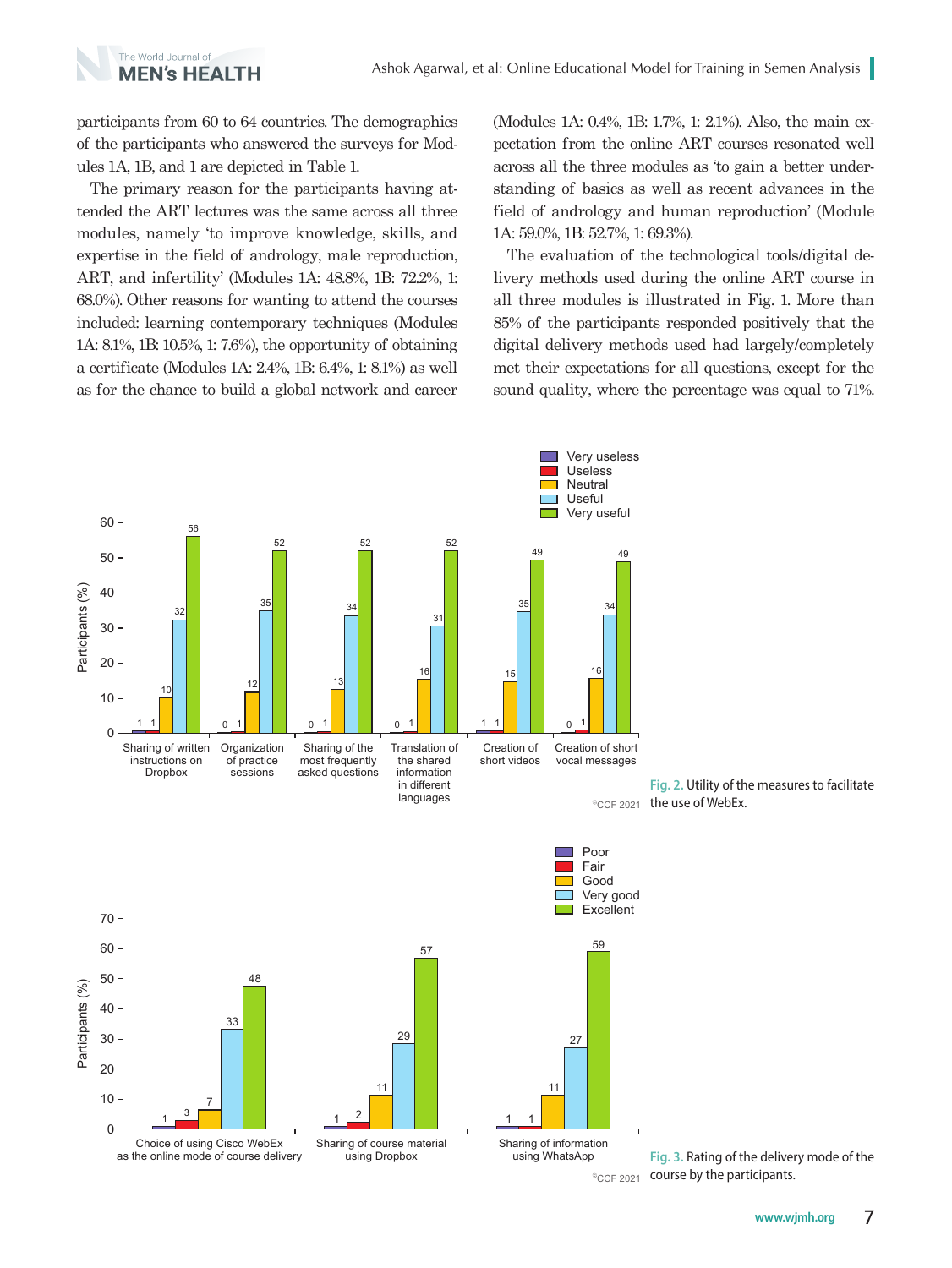participants from 60 to 64 countries. The demographics of the participants who answered the surveys for Modules 1A, 1B, and 1 are depicted in Table 1.

The primary reason for the participants having attended the ART lectures was the same across all three modules, namely 'to improve knowledge, skills, and expertise in the field of andrology, male reproduction, ART, and infertility' (Modules 1A: 48.8%, 1B: 72.2%, 1: 68.0%). Other reasons for wanting to attend the courses included: learning contemporary techniques (Modules 1A: 8.1%, 1B: 10.5%, 1: 7.6%), the opportunity of obtaining a certificate (Modules 1A: 2.4%, 1B: 6.4%, 1: 8.1%) as well as for the chance to build a global network and career (Modules 1A: 0.4%, 1B: 1.7%, 1: 2.1%). Also, the main expectation from the online ART courses resonated well across all the three modules as 'to gain a better understanding of basics as well as recent advances in the field of andrology and human reproduction' (Module 1A: 59.0%, 1B: 52.7%, 1: 69.3%).

The evaluation of the technological tools/digital delivery methods used during the online ART course in all three modules is illustrated in Fig. 1. More than 85% of the participants responded positively that the digital delivery methods used had largely/completely met their expectations for all questions, except for the sound quality, where the percentage was equal to 71%.

Fig. 2. Utility of the measures to facilitate the use of WebEx.

Fig. 3. Rating of the delivery mode of the course by the participants.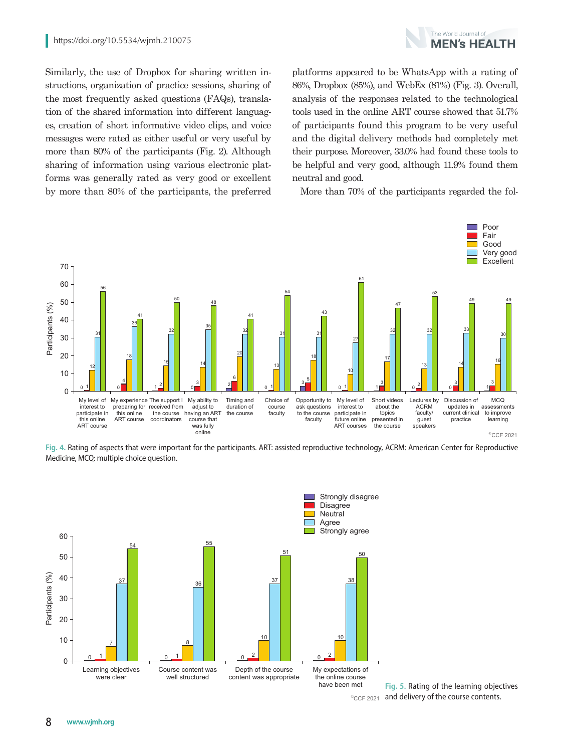Similarly, the use of Dropbox for sharing written instructions, organization of practice sessions, sharing of the most frequently asked questions (FAQs), translation of the shared information into different languages, creation of short informative video clips, and voice messages were rated as either useful or very useful by more than 80% of the participants (Fig. 2). Although sharing of information using various electronic platforms was generally rated as very good or excellent by more than 80% of the participants, the preferred platforms appeared to be WhatsApp with a rating of 86%, Dropbox (85%), and WebEx (81%) (Fig. 3). Overall, analysis of the responses related to the technological tools used in the online ART course showed that 51.7% of participants found this program to be very useful and the digital delivery methods had completely met their purpose. Moreover, 33.0% had found these tools to be helpful and very good, although 11.9% found them neutral and good.

More than 70% of the participants regarded the fol-

Fig. 4. Rating of aspects that were important for the participants. ART: assisted reproductive technology, ACRM: American Center for Reproductive Medicine, MCQ: multiple choice question.

Fig. 5. Rating of the learning objectives and delivery of the course contents.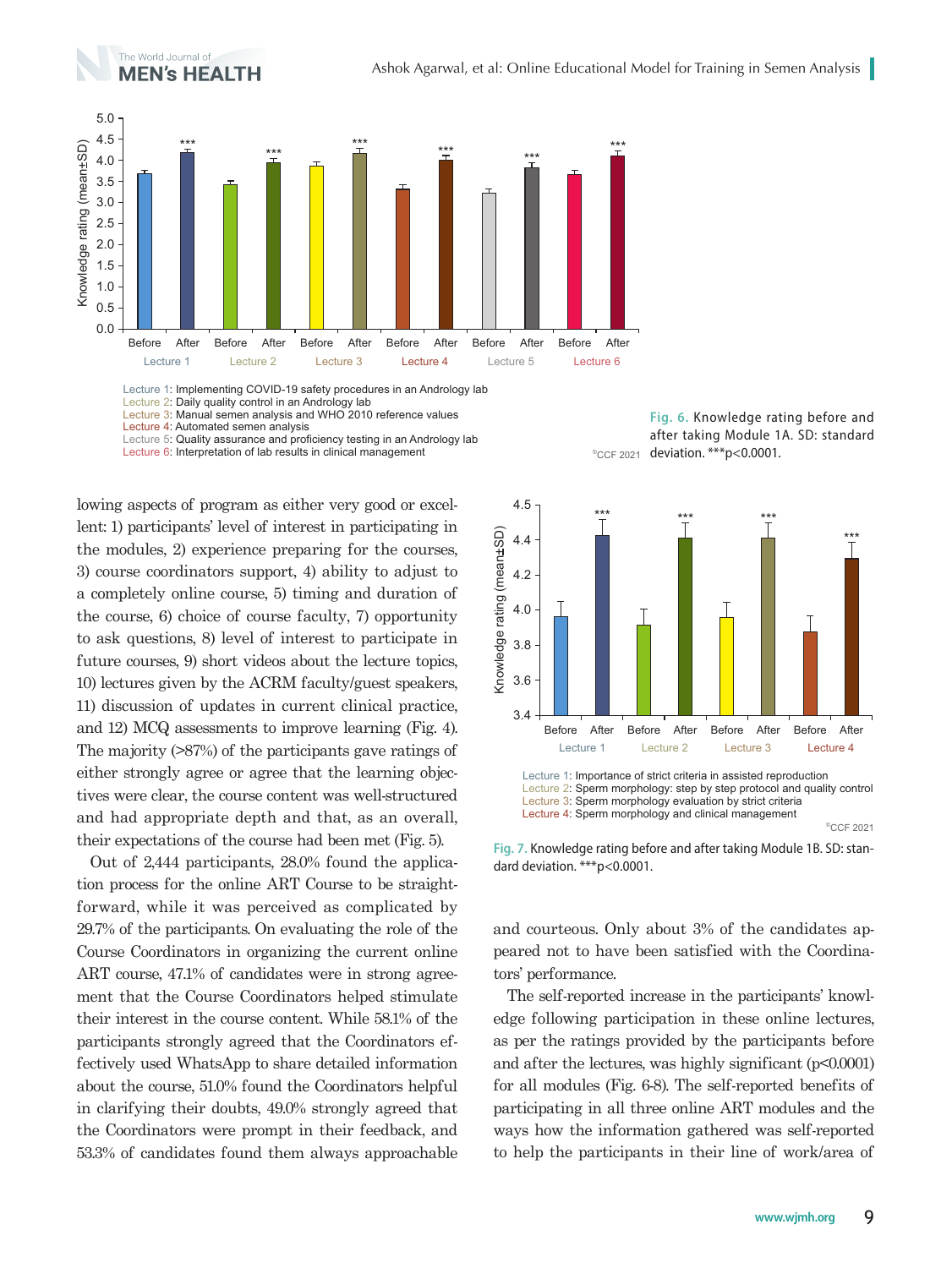Lecture 1: Implementing COVID-19 safety procedures in an Andrology lab
Lecture 2: Daily quality control in an Andrology lab
Lecture 3: Manual semen analysis and WHO 2010 reference values
Lecture 4: Automated semen analysis
Lecture 5: Quality assurance and proficiency testing in an Andrology lab
Lecture 6: Interpretation of lab results in clinical management

©CCF 2021

**Fig. 6.** Knowledge rating before and after taking Module 1A. SD: standard deviation. ***p<0.0001.

lowing aspects of program as either very good or excellent: 1) participants' level of interest in participating in the modules, 2) experience preparing for the courses, 3) course coordinators support, 4) ability to adjust to a completely online course, 5) timing and duration of the course, 6) choice of course faculty, 7) opportunity to ask questions, 8) level of interest to participate in future courses, 9) short videos about the lecture topics, 10) lectures given by the ACRM faculty/guest speakers, 11) discussion of updates in current clinical practice, and 12) MCQ assessments to improve learning (Fig. 4). The majority (>87%) of the participants gave ratings of either strongly agree or agree that the learning objectives were clear, the course content was well-structured and had appropriate depth and that, as an overall, their expectations of the course had been met (Fig. 5).

Out of 2,444 participants, 28.0% found the application process for the online ART Course to be straightforward, while it was perceived as complicated by 29.7% of the participants. On evaluating the role of the Course Coordinators in organizing the current online ART course, 47.1% of candidates were in strong agreement that the Course Coordinators helped stimulate their interest in the course content. While 58.1% of the participants strongly agreed that the Coordinators effectively used WhatsApp to share detailed information about the course, 51.0% found the Coordinators helpful in clarifying their doubts, 49.0% strongly agreed that the Coordinators were prompt in their feedback, and 53.3% of candidates found them always approachable and courteous. Only about 3% of the candidates appeared not to have been satisfied with the Coordinators' performance.

Lecture 1: Importance of strict criteria in assisted reproduction
Lecture 2: Sperm morphology: step by step protocol and quality control
Lecture 3: Sperm morphology evaluation by strict criteria
Lecture 4: Sperm morphology and clinical management

©CCF 2021

**Fig. 7.** Knowledge rating before and after taking Module 1B. SD: standard deviation. ***p<0.0001.

The self-reported increase in the participants' knowledge following participation in these online lectures, as per the ratings provided by the participants before and after the lectures, was highly significant (p<0.0001) for all modules (Fig. 6-8). The self-reported benefits of participating in all three online ART modules and the ways how the information gathered was self-reported to help the participants in their line of work/area of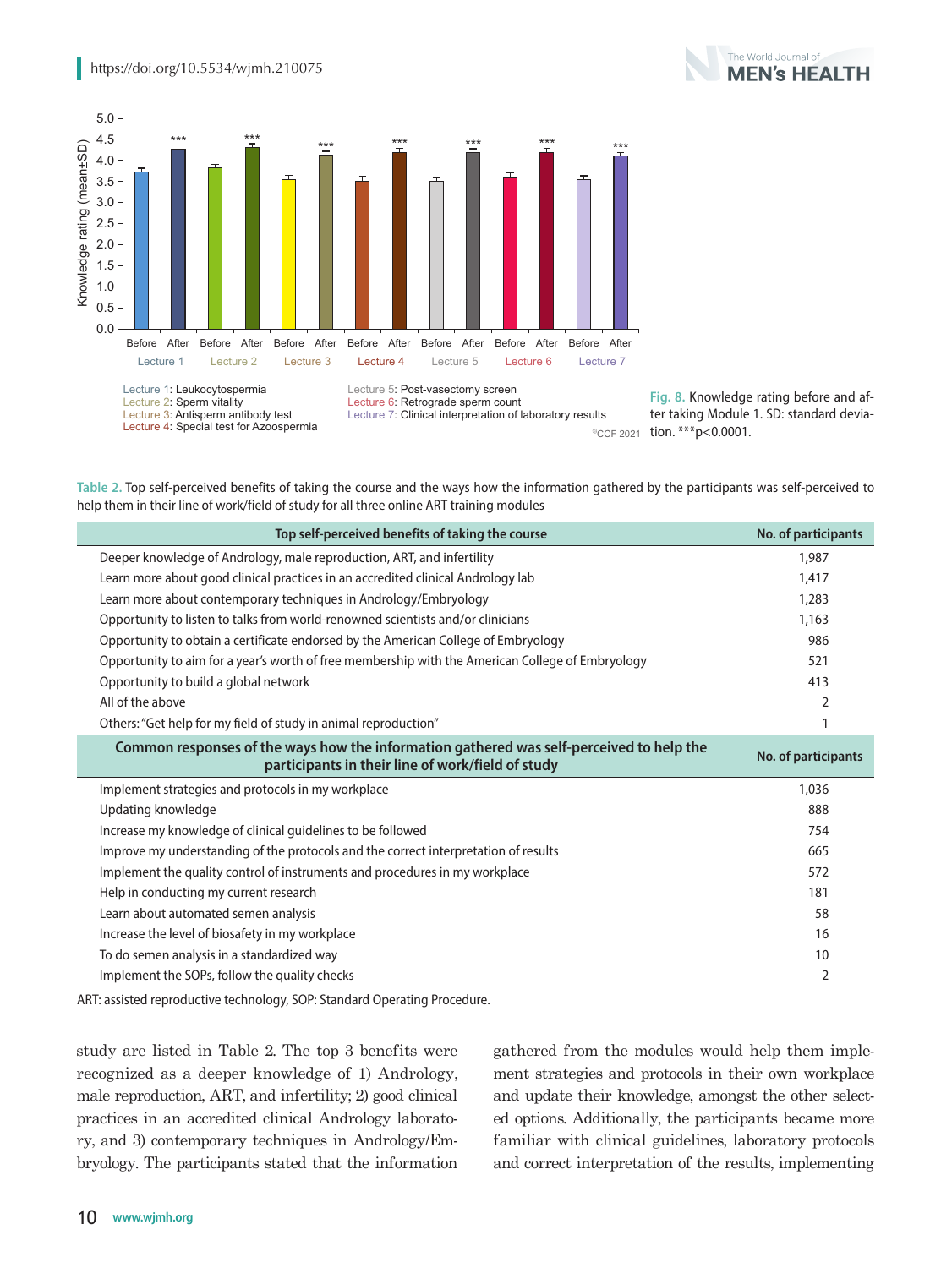Lecture 1: Leukocytospermia
Lecture 2: Sperm vitality
Lecture 3: Antisperm antibody test
Lecture 4: Special test for Azoospermia
Lecture 5: Post-vasectomy screen
Lecture 6: Retrograde sperm count
Lecture 7: Clinical interpretation of laboratory results

Fig. 8. Knowledge rating before and after taking Module 1. SD: standard deviation. ***p<0.0001.

Table 2. Top self-perceived benefits of taking the course and the ways how the information gathered by the participants was self-perceived to help them in their line of work/field of study for all three online ART training modules

| Top self-perceived benefits of taking the course | No. of participants |
|---|---|
| Deeper knowledge of Andrology, male reproduction, ART, and infertility | 1,987 |
| Learn more about good clinical practices in an accredited clinical Andrology lab | 1,417 |
| Learn more about contemporary techniques in Andrology/Embryology | 1,283 |
| Opportunity to listen to talks from world-renowned scientists and/or clinicians | 1,163 |
| Opportunity to obtain a certificate endorsed by the American College of Embryology | 986 |
| Opportunity to aim for a year's worth of free membership with the American College of Embryology | 521 |
| Opportunity to build a global network | 413 |
| All of the above | 2 |
| Others: "Get help for my field of study in animal reproduction" | 1 |
| **Common responses of the ways how the information gathered was self-perceived to help the participants in their line of work/field of study** | **No. of participants** |
| Implement strategies and protocols in my workplace | 1,036 |
| Updating knowledge | 888 |
| Increase my knowledge of clinical guidelines to be followed | 754 |
| Improve my understanding of the protocols and the correct interpretation of results | 665 |
| Implement the quality control of instruments and procedures in my workplace | 572 |
| Help in conducting my current research | 181 |
| Learn about automated semen analysis | 58 |
| Increase the level of biosafety in my workplace | 16 |
| To do semen analysis in a standardized way | 10 |
| Implement the SOPs, follow the quality checks | 2 |

ART: assisted reproductive technology, SOP: Standard Operating Procedure.

study are listed in Table 2. The top 3 benefits were recognized as a deeper knowledge of 1) Andrology, male reproduction, ART, and infertility; 2) good clinical practices in an accredited clinical Andrology laboratory, and 3) contemporary techniques in Andrology/Embryology. The participants stated that the information gathered from the modules would help them implement strategies and protocols in their own workplace and update their knowledge, amongst the other selected options. Additionally, the participants became more familiar with clinical guidelines, laboratory protocols and correct interpretation of the results, implementing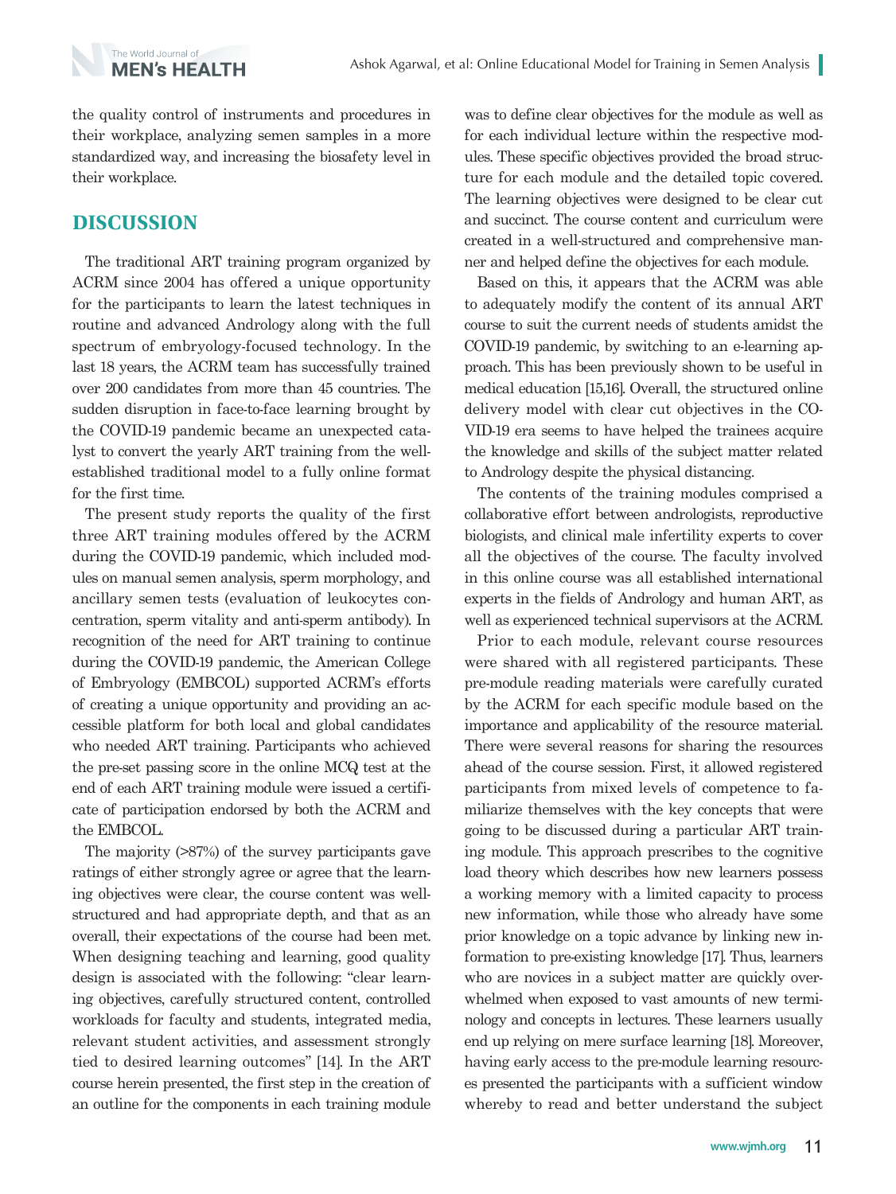the quality control of instruments and procedures in their workplace, analyzing semen samples in a more standardized way, and increasing the biosafety level in their workplace.

## DISCUSSION

The traditional ART training program organized by ACRM since 2004 has offered a unique opportunity for the participants to learn the latest techniques in routine and advanced Andrology along with the full spectrum of embryology-focused technology. In the last 18 years, the ACRM team has successfully trained over 200 candidates from more than 45 countries. The sudden disruption in face-to-face learning brought by the COVID-19 pandemic became an unexpected catalyst to convert the yearly ART training from the well-established traditional model to a fully online format for the first time.

The present study reports the quality of the first three ART training modules offered by the ACRM during the COVID-19 pandemic, which included modules on manual semen analysis, sperm morphology, and ancillary semen tests (evaluation of leukocytes concentration, sperm vitality and anti-sperm antibody). In recognition of the need for ART training to continue during the COVID-19 pandemic, the American College of Embryology (EMBCOL) supported ACRM's efforts of creating a unique opportunity and providing an accessible platform for both local and global candidates who needed ART training. Participants who achieved the pre-set passing score in the online MCQ test at the end of each ART training module were issued a certificate of participation endorsed by both the ACRM and the EMBCOL.

The majority (>87%) of the survey participants gave ratings of either strongly agree or agree that the learning objectives were clear, the course content was well-structured and had appropriate depth, and that as an overall, their expectations of the course had been met. When designing teaching and learning, good quality design is associated with the following: "clear learning objectives, carefully structured content, controlled workloads for faculty and students, integrated media, relevant student activities, and assessment strongly tied to desired learning outcomes" [14]. In the ART course herein presented, the first step in the creation of an outline for the components in each training module was to define clear objectives for the module as well as for each individual lecture within the respective modules. These specific objectives provided the broad structure for each module and the detailed topic covered. The learning objectives were designed to be clear cut and succinct. The course content and curriculum were created in a well-structured and comprehensive manner and helped define the objectives for each module.

Based on this, it appears that the ACRM was able to adequately modify the content of its annual ART course to suit the current needs of students amidst the COVID-19 pandemic, by switching to an e-learning approach. This has been previously shown to be useful in medical education [15,16]. Overall, the structured online delivery model with clear cut objectives in the COVID-19 era seems to have helped the trainees acquire the knowledge and skills of the subject matter related to Andrology despite the physical distancing.

The contents of the training modules comprised a collaborative effort between andrologists, reproductive biologists, and clinical male infertility experts to cover all the objectives of the course. The faculty involved in this online course was all established international experts in the fields of Andrology and human ART, as well as experienced technical supervisors at the ACRM.

Prior to each module, relevant course resources were shared with all registered participants. These pre-module reading materials were carefully curated by the ACRM for each specific module based on the importance and applicability of the resource material. There were several reasons for sharing the resources ahead of the course session. First, it allowed registered participants from mixed levels of competence to familiarize themselves with the key concepts that were going to be discussed during a particular ART training module. This approach prescribes to the cognitive load theory which describes how new learners possess a working memory with a limited capacity to process new information, while those who already have some prior knowledge on a topic advance by linking new information to pre-existing knowledge [17]. Thus, learners who are novices in a subject matter are quickly overwhelmed when exposed to vast amounts of new terminology and concepts in lectures. These learners usually end up relying on mere surface learning [18]. Moreover, having early access to the pre-module learning resources presented the participants with a sufficient window whereby to read and better understand the subject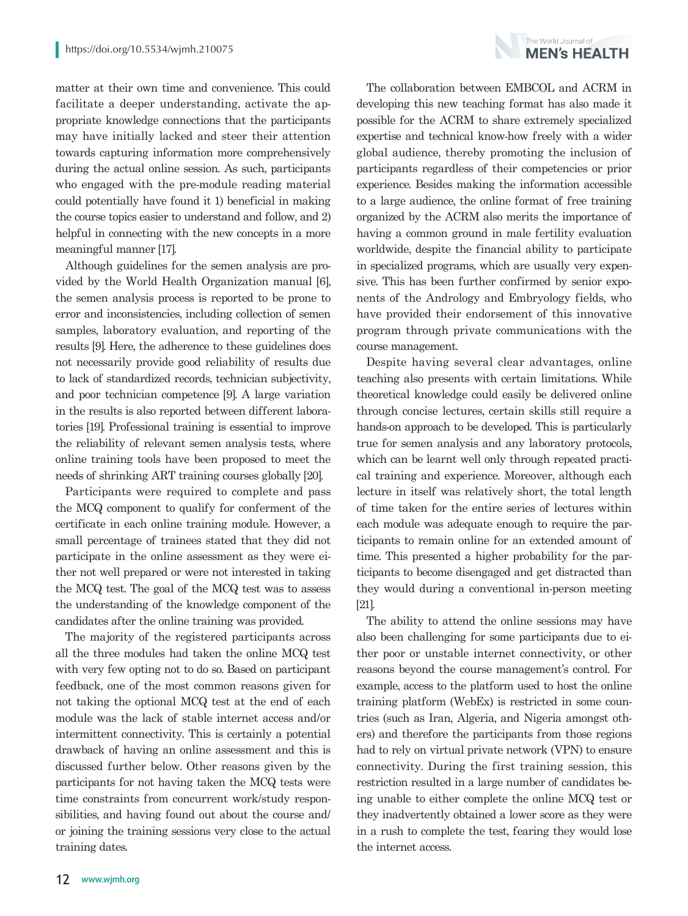matter at their own time and convenience. This could facilitate a deeper understanding, activate the appropriate knowledge connections that the participants may have initially lacked and steer their attention towards capturing information more comprehensively during the actual online session. As such, participants who engaged with the pre-module reading material could potentially have found it 1) beneficial in making the course topics easier to understand and follow, and 2) helpful in connecting with the new concepts in a more meaningful manner [17].

Although guidelines for the semen analysis are provided by the World Health Organization manual [6], the semen analysis process is reported to be prone to error and inconsistencies, including collection of semen samples, laboratory evaluation, and reporting of the results [9]. Here, the adherence to these guidelines does not necessarily provide good reliability of results due to lack of standardized records, technician subjectivity, and poor technician competence [9]. A large variation in the results is also reported between different laboratories [19]. Professional training is essential to improve the reliability of relevant semen analysis tests, where online training tools have been proposed to meet the needs of shrinking ART training courses globally [20].

Participants were required to complete and pass the MCQ component to qualify for conferment of the certificate in each online training module. However, a small percentage of trainees stated that they did not participate in the online assessment as they were either not well prepared or were not interested in taking the MCQ test. The goal of the MCQ test was to assess the understanding of the knowledge component of the candidates after the online training was provided.

The majority of the registered participants across all the three modules had taken the online MCQ test with very few opting not to do so. Based on participant feedback, one of the most common reasons given for not taking the optional MCQ test at the end of each module was the lack of stable internet access and/or intermittent connectivity. This is certainly a potential drawback of having an online assessment and this is discussed further below. Other reasons given by the participants for not having taken the MCQ tests were time constraints from concurrent work/study responsibilities, and having found out about the course and/or joining the training sessions very close to the actual training dates.

The collaboration between EMBCOL and ACRM in developing this new teaching format has also made it possible for the ACRM to share extremely specialized expertise and technical know-how freely with a wider global audience, thereby promoting the inclusion of participants regardless of their competencies or prior experience. Besides making the information accessible to a large audience, the online format of free training organized by the ACRM also merits the importance of having a common ground in male fertility evaluation worldwide, despite the financial ability to participate in specialized programs, which are usually very expensive. This has been further confirmed by senior exponents of the Andrology and Embryology fields, who have provided their endorsement of this innovative program through private communications with the course management.

Despite having several clear advantages, online teaching also presents with certain limitations. While theoretical knowledge could easily be delivered online through concise lectures, certain skills still require a hands-on approach to be developed. This is particularly true for semen analysis and any laboratory protocols, which can be learnt well only through repeated practical training and experience. Moreover, although each lecture in itself was relatively short, the total length of time taken for the entire series of lectures within each module was adequate enough to require the participants to remain online for an extended amount of time. This presented a higher probability for the participants to become disengaged and get distracted than they would during a conventional in-person meeting [21].

The ability to attend the online sessions may have also been challenging for some participants due to either poor or unstable internet connectivity, or other reasons beyond the course management's control. For example, access to the platform used to host the online training platform (WebEx) is restricted in some countries (such as Iran, Algeria, and Nigeria amongst others) and therefore the participants from those regions had to rely on virtual private network (VPN) to ensure connectivity. During the first training session, this restriction resulted in a large number of candidates being unable to either complete the online MCQ test or they inadvertently obtained a lower score as they were in a rush to complete the test, fearing they would lose the internet access.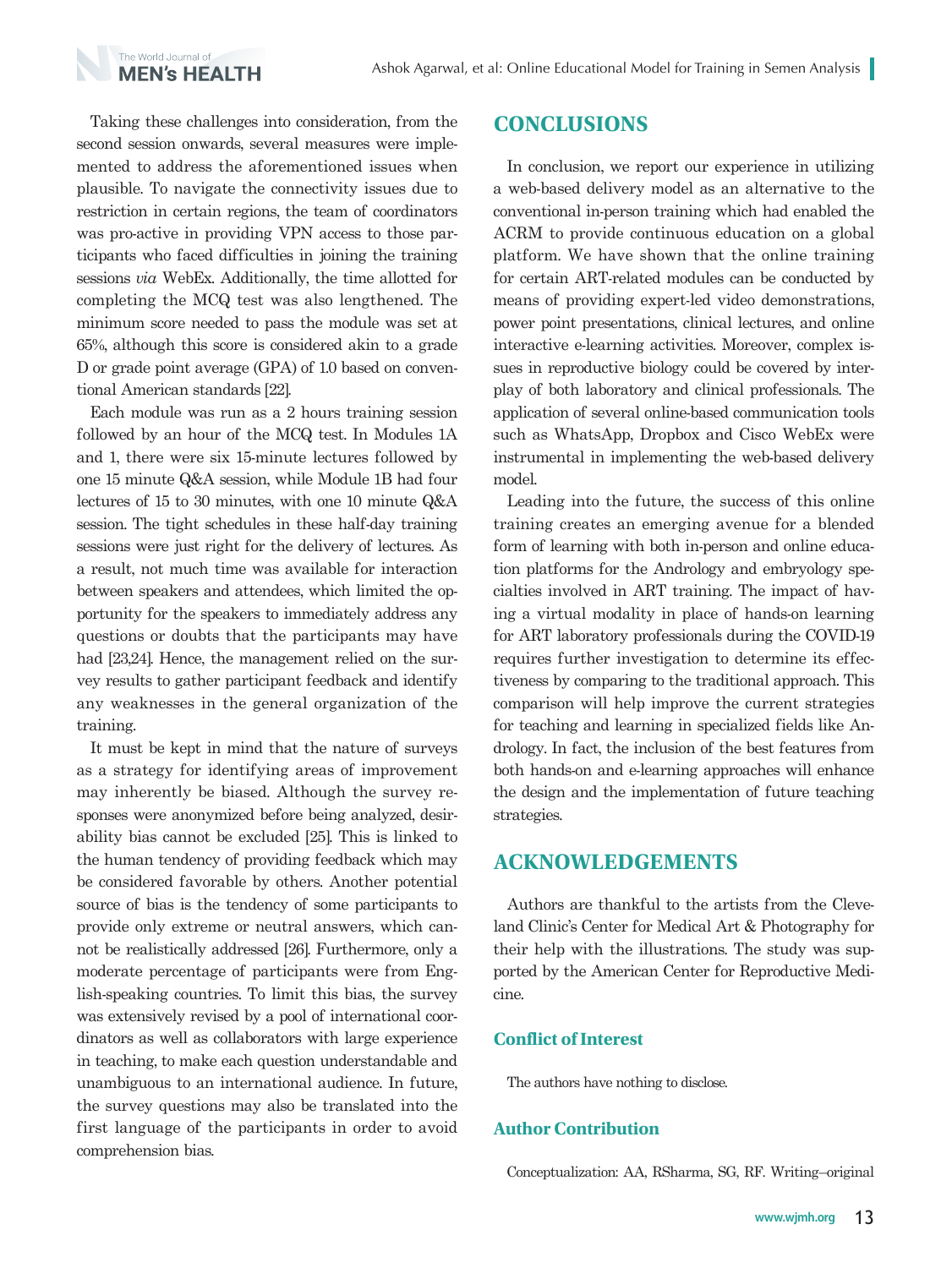Taking these challenges into consideration, from the second session onwards, several measures were implemented to address the aforementioned issues when plausible. To navigate the connectivity issues due to restriction in certain regions, the team of coordinators was pro-active in providing VPN access to those participants who faced difficulties in joining the training sessions *via* WebEx. Additionally, the time allotted for completing the MCQ test was also lengthened. The minimum score needed to pass the module was set at 65%, although this score is considered akin to a grade D or grade point average (GPA) of 1.0 based on conventional American standards [22].

Each module was run as a 2 hours training session followed by an hour of the MCQ test. In Modules 1A and 1, there were six 15-minute lectures followed by one 15 minute Q&A session, while Module 1B had four lectures of 15 to 30 minutes, with one 10 minute Q&A session. The tight schedules in these half-day training sessions were just right for the delivery of lectures. As a result, not much time was available for interaction between speakers and attendees, which limited the opportunity for the speakers to immediately address any questions or doubts that the participants may have had [23,24]. Hence, the management relied on the survey results to gather participant feedback and identify any weaknesses in the general organization of the training.

It must be kept in mind that the nature of surveys as a strategy for identifying areas of improvement may inherently be biased. Although the survey responses were anonymized before being analyzed, desirability bias cannot be excluded [25]. This is linked to the human tendency of providing feedback which may be considered favorable by others. Another potential source of bias is the tendency of some participants to provide only extreme or neutral answers, which cannot be realistically addressed [26]. Furthermore, only a moderate percentage of participants were from English-speaking countries. To limit this bias, the survey was extensively revised by a pool of international coordinators as well as collaborators with large experience in teaching, to make each question understandable and unambiguous to an international audience. In future, the survey questions may also be translated into the first language of the participants in order to avoid comprehension bias.

## CONCLUSIONS

In conclusion, we report our experience in utilizing a web-based delivery model as an alternative to the conventional in-person training which had enabled the ACRM to provide continuous education on a global platform. We have shown that the online training for certain ART-related modules can be conducted by means of providing expert-led video demonstrations, power point presentations, clinical lectures, and online interactive e-learning activities. Moreover, complex issues in reproductive biology could be covered by interplay of both laboratory and clinical professionals. The application of several online-based communication tools such as WhatsApp, Dropbox and Cisco WebEx were instrumental in implementing the web-based delivery model.

Leading into the future, the success of this online training creates an emerging avenue for a blended form of learning with both in-person and online education platforms for the Andrology and embryology specialties involved in ART training. The impact of having a virtual modality in place of hands-on learning for ART laboratory professionals during the COVID-19 requires further investigation to determine its effectiveness by comparing to the traditional approach. This comparison will help improve the current strategies for teaching and learning in specialized fields like Andrology. In fact, the inclusion of the best features from both hands-on and e-learning approaches will enhance the design and the implementation of future teaching strategies.

## ACKNOWLEDGEMENTS

Authors are thankful to the artists from the Cleveland Clinic's Center for Medical Art & Photography for their help with the illustrations. The study was supported by the American Center for Reproductive Medicine.

### Conflict of Interest

The authors have nothing to disclose.

### Author Contribution

Conceptualization: AA, RSharma, SG, RF. Writing–original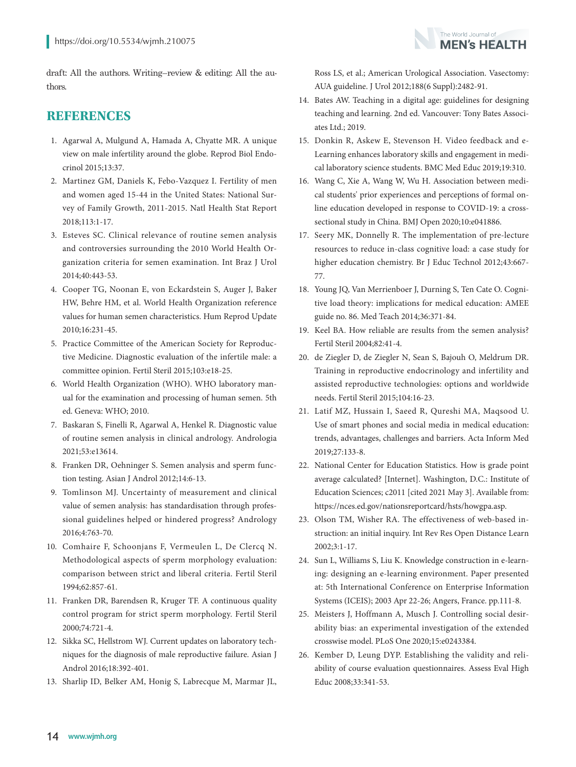draft: All the authors. Writing–review & editing: All the authors.

## REFERENCES

1. Agarwal A, Mulgund A, Hamada A, Chyatte MR. A unique view on male infertility around the globe. Reprod Biol Endocrinol 2015;13:37.
2. Martinez GM, Daniels K, Febo-Vazquez I. Fertility of men and women aged 15-44 in the United States: National Survey of Family Growth, 2011-2015. Natl Health Stat Report 2018;113:1-17.
3. Esteves SC. Clinical relevance of routine semen analysis and controversies surrounding the 2010 World Health Organization criteria for semen examination. Int Braz J Urol 2014;40:443-53.
4. Cooper TG, Noonan E, von Eckardstein S, Auger J, Baker HW, Behre HM, et al. World Health Organization reference values for human semen characteristics. Hum Reprod Update 2010;16:231-45.
5. Practice Committee of the American Society for Reproductive Medicine. Diagnostic evaluation of the infertile male: a committee opinion. Fertil Steril 2015;103:e18-25.
6. World Health Organization (WHO). WHO laboratory manual for the examination and processing of human semen. 5th ed. Geneva: WHO; 2010.
7. Baskaran S, Finelli R, Agarwal A, Henkel R. Diagnostic value of routine semen analysis in clinical andrology. Andrologia 2021;53:e13614.
8. Franken DR, Oehninger S. Semen analysis and sperm function testing. Asian J Androl 2012;14:6-13.
9. Tomlinson MJ. Uncertainty of measurement and clinical value of semen analysis: has standardisation through professional guidelines helped or hindered progress? Andrology 2016;4:763-70.
10. Comhaire F, Schoonjans F, Vermeulen L, De Clercq N. Methodological aspects of sperm morphology evaluation: comparison between strict and liberal criteria. Fertil Steril 1994;62:857-61.
11. Franken DR, Barendsen R, Kruger TF. A continuous quality control program for strict sperm morphology. Fertil Steril 2000;74:721-4.
12. Sikka SC, Hellstrom WJ. Current updates on laboratory techniques for the diagnosis of male reproductive failure. Asian J Androl 2016;18:392-401.
13. Sharlip ID, Belker AM, Honig S, Labrecque M, Marmar JL, Ross LS, et al.; American Urological Association. Vasectomy: AUA guideline. J Urol 2012;188(6 Suppl):2482-91.
14. Bates AW. Teaching in a digital age: guidelines for designing teaching and learning. 2nd ed. Vancouver: Tony Bates Associates Ltd.; 2019.
15. Donkin R, Askew E, Stevenson H. Video feedback and e-Learning enhances laboratory skills and engagement in medical laboratory science students. BMC Med Educ 2019;19:310.
16. Wang C, Xie A, Wang W, Wu H. Association between medical students' prior experiences and perceptions of formal online education developed in response to COVID-19: a cross-sectional study in China. BMJ Open 2020;10:e041886.
17. Seery MK, Donnelly R. The implementation of pre-lecture resources to reduce in-class cognitive load: a case study for higher education chemistry. Br J Educ Technol 2012;43:667-77.
18. Young JQ, Van Merrienboer J, Durning S, Ten Cate O. Cognitive load theory: implications for medical education: AMEE guide no. 86. Med Teach 2014;36:371-84.
19. Keel BA. How reliable are results from the semen analysis? Fertil Steril 2004;82:41-4.
20. de Ziegler D, de Ziegler N, Sean S, Bajouh O, Meldrum DR. Training in reproductive endocrinology and infertility and assisted reproductive technologies: options and worldwide needs. Fertil Steril 2015;104:16-23.
21. Latif MZ, Hussain I, Saeed R, Qureshi MA, Maqsood U. Use of smart phones and social media in medical education: trends, advantages, challenges and barriers. Acta Inform Med 2019;27:133-8.
22. National Center for Education Statistics. How is grade point average calculated? [Internet]. Washington, D.C.: Institute of Education Sciences; c2011 [cited 2021 May 3]. Available from: https://nces.ed.gov/nationsreportcard/hsts/howgpa.asp.
23. Olson TM, Wisher RA. The effectiveness of web-based instruction: an initial inquiry. Int Rev Res Open Distance Learn 2002;3:1-17.
24. Sun L, Williams S, Liu K. Knowledge construction in e-learning: designing an e-learning environment. Paper presented at: 5th International Conference on Enterprise Information Systems (ICEIS); 2003 Apr 22-26; Angers, France. pp.111-8.
25. Meisters J, Hoffmann A, Musch J. Controlling social desirability bias: an experimental investigation of the extended crosswise model. PLoS One 2020;15:e0243384.
26. Kember D, Leung DYP. Establishing the validity and reliability of course evaluation questionnaires. Assess Eval High Educ 2008;33:341-53.